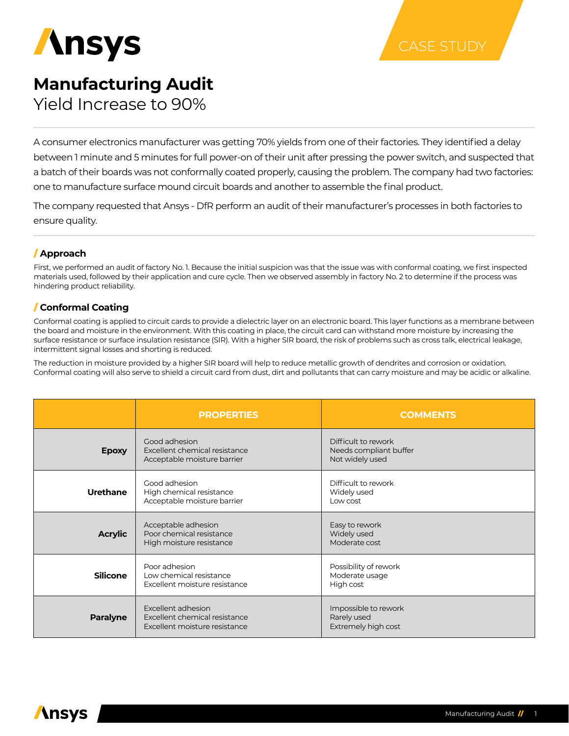CASE STUDY

# Manufacturing Audit

## Yield Increase to 90%

A consumer electronics manufacturer was getting 70% yields from one of their factories. They identified a delay between 1 minute and 5 minutes for full power-on of their unit after pressing the power switch, and suspected that a batch of their boards was not conformally coated properly, causing the problem. The company had two factories: one to manufacture surface mound circuit boards and another to assemble the final product.

The company requested that Ansys - DfR perform an audit of their manufacturer's processes in both factories to ensure quality.

### / Approach

First, we performed an audit of factory No. 1. Because the initial suspicion was that the issue was with conformal coating, we first inspected materials used, followed by their application and cure cycle. Then we observed assembly in factory No. 2 to determine if the process was hindering product reliability.

### / Conformal Coating

Conformal coating is applied to circuit cards to provide a dielectric layer on an electronic board. This layer functions as a membrane between the board and moisture in the environment. With this coating in place, the circuit card can withstand more moisture by increasing the surface resistance or surface insulation resistance (SIR). With a higher SIR board, the risk of problems such as cross talk, electrical leakage, intermittent signal losses and shorting is reduced.

The reduction in moisture provided by a higher SIR board will help to reduce metallic growth of dendrites and corrosion or oxidation. Conformal coating will also serve to shield a circuit card from dust, dirt and pollutants that can carry moisture and may be acidic or alkaline.

| | PROPERTIES | COMMENTS |
|---|---|---|
| **Epoxy** | Good adhesion<br>Excellent chemical resistance<br>Acceptable moisture barrier | Difficult to rework<br>Needs compliant buffer<br>Not widely used |
| **Urethane** | Good adhesion<br>High chemical resistance<br>Acceptable moisture barrier | Difficult to rework<br>Widely used<br>Low cost |
| **Acrylic** | Acceptable adhesion<br>Poor chemical resistance<br>High moisture resistance | Easy to rework<br>Widely used<br>Moderate cost |
| **Silicone** | Poor adhesion<br>Low chemical resistance<br>Excellent moisture resistance | Possibility of rework<br>Moderate usage<br>High cost |
| **Paralyne** | Excellent adhesion<br>Excellent chemical resistance<br>Excellent moisture resistance | Impossible to rework<br>Rarely used<br>Extremely high cost |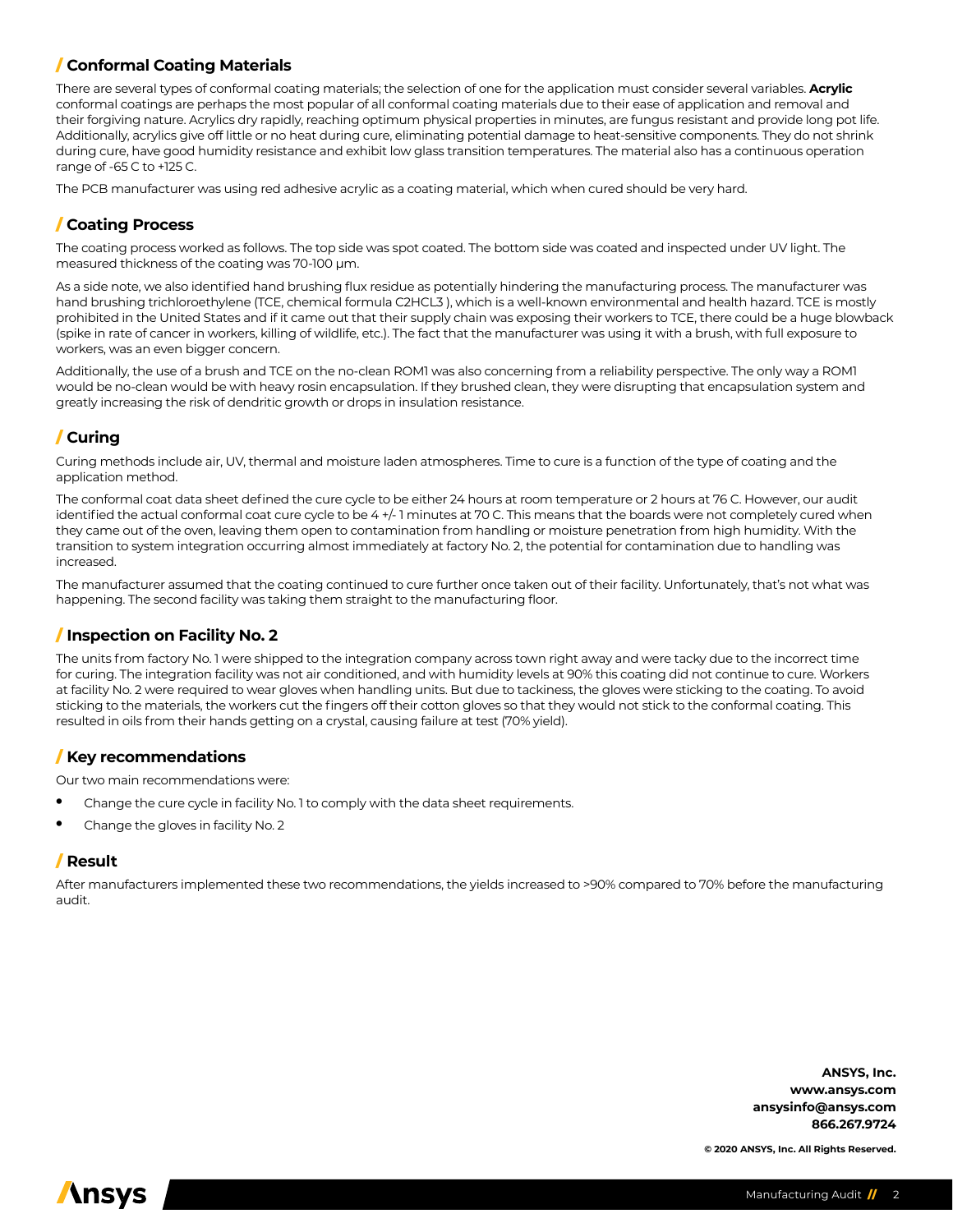## Conformal Coating Materials

There are several types of conformal coating materials; the selection of one for the application must consider several variables. **Acrylic** conformal coatings are perhaps the most popular of all conformal coating materials due to their ease of application and removal and their forgiving nature. Acrylics dry rapidly, reaching optimum physical properties in minutes, are fungus resistant and provide long pot life. Additionally, acrylics give off little or no heat during cure, eliminating potential damage to heat-sensitive components. They do not shrink during cure, have good humidity resistance and exhibit low glass transition temperatures. The material also has a continuous operation range of -65 C to +125 C.

The PCB manufacturer was using red adhesive acrylic as a coating material, which when cured should be very hard.

## Coating Process

The coating process worked as follows. The top side was spot coated. The bottom side was coated and inspected under UV light. The measured thickness of the coating was 70-100 µm.

As a side note, we also identified hand brushing flux residue as potentially hindering the manufacturing process. The manufacturer was hand brushing trichloroethylene (TCE, chemical formula $C_2HCL_3$ ), which is a well-known environmental and health hazard. TCE is mostly prohibited in the United States and if it came out that their supply chain was exposing their workers to TCE, there could be a huge blowback (spike in rate of cancer in workers, killing of wildlife, etc.). The fact that the manufacturer was using it with a brush, with full exposure to workers, was an even bigger concern.

Additionally, the use of a brush and TCE on the no-clean ROM1 was also concerning from a reliability perspective. The only way a ROM1 would be no-clean would be with heavy rosin encapsulation. If they brushed clean, they were disrupting that encapsulation system and greatly increasing the risk of dendritic growth or drops in insulation resistance.

## Curing

Curing methods include air, UV, thermal and moisture laden atmospheres. Time to cure is a function of the type of coating and the application method.

The conformal coat data sheet defined the cure cycle to be either 24 hours at room temperature or 2 hours at 76 C. However, our audit identified the actual conformal coat cure cycle to be 4 +/- 1 minutes at 70 C. This means that the boards were not completely cured when they came out of the oven, leaving them open to contamination from handling or moisture penetration from high humidity. With the transition to system integration occurring almost immediately at factory No. 2, the potential for contamination due to handling was increased.

The manufacturer assumed that the coating continued to cure further once taken out of their facility. Unfortunately, that's not what was happening. The second facility was taking them straight to the manufacturing floor.

## Inspection on Facility No. 2

The units from factory No. 1 were shipped to the integration company across town right away and were tacky due to the incorrect time for curing. The integration facility was not air conditioned, and with humidity levels at 90% this coating did not continue to cure. Workers at facility No. 2 were required to wear gloves when handling units. But due to tackiness, the gloves were sticking to the coating. To avoid sticking to the materials, the workers cut the fingers off their cotton gloves so that they would not stick to the conformal coating. This resulted in oils from their hands getting on a crystal, causing failure at test (70% yield).

## Key recommendations

Our two main recommendations were:

- Change the cure cycle in facility No. 1 to comply with the data sheet requirements.
- Change the gloves in facility No. 2

## Result

After manufacturers implemented these two recommendations, the yields increased to >90% compared to 70% before the manufacturing audit.

**ANSYS, Inc.**
**www.ansys.com**
**ansysinfo@ansys.com**
**866.267.9724**

**© 2020 ANSYS, Inc. All Rights Reserved.**